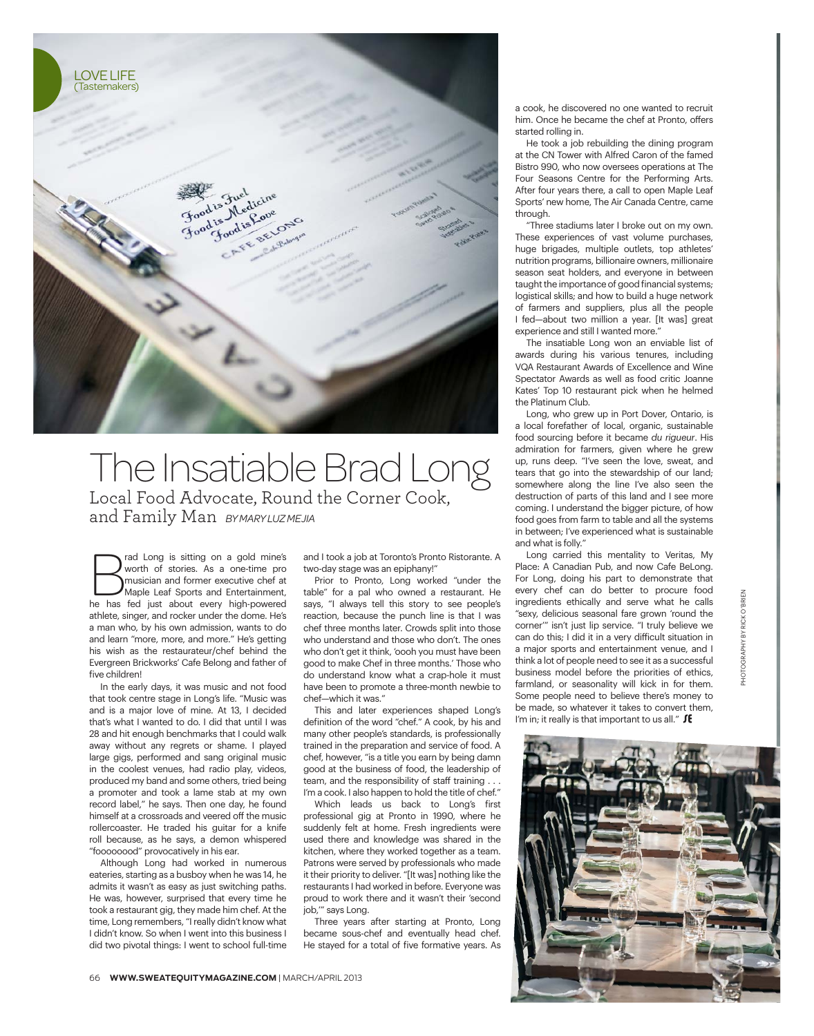LOVE LIFE
(Tastemakers)

# The Insatiable Brad Long

## Local Food Advocate, Round the Corner Cook, and Family Man

*BY MARY LUZ MEJIA*

Brad Long is sitting on a gold mine's worth of stories. As a one-time pro musician and former executive chef at Maple Leaf Sports and Entertainment, he has fed just about every high-powered athlete, singer, and rocker under the dome. He's a man who, by his own admission, wants to do and learn "more, more, and more." He's getting his wish as the restaurateur/chef behind the Evergreen Brickworks' Cafe Belong and father of five children!

In the early days, it was music and not food that took centre stage in Long's life. "Music was and is a major love of mine. At 13, I decided that's what I wanted to do. I did that until I was 28 and hit enough benchmarks that I could walk away without any regrets or shame. I played large gigs, performed and sang original music in the coolest venues, had radio play, videos, produced my band and some others, tried being a promoter and took a lame stab at my own record label," he says. Then one day, he found himself at a crossroads and veered off the music rollercoaster. He traded his guitar for a knife roll because, as he says, a demon whispered "foooooood" provocatively in his ear.

Although Long had worked in numerous eateries, starting as a busboy when he was 14, he admits it wasn't as easy as just switching paths. He was, however, surprised that every time he took a restaurant gig, they made him chef. At the time, Long remembers, "I really didn't know what I didn't know. So when I went into this business I did two pivotal things: I went to school full-time and I took a job at Toronto's Pronto Ristorante. A two-day stage was an epiphany!"

Prior to Pronto, Long worked "under the table" for a pal who owned a restaurant. He says, "I always tell this story to see people's reaction, because the punch line is that I was chef three months later. Crowds split into those who understand and those who don't. The ones who don't get it think, 'oooh you must have been good to make Chef in three months.' Those who do understand know what a crap-hole it must have been to promote a three-month newbie to chef—which it was."

This and later experiences shaped Long's definition of the word "chef." A cook, by his and many other people's standards, is professionally trained in the preparation and service of food. A chef, however, "is a title you earn by being damn good at the business of food, the leadership of team, and the responsibility of staff training . . . I'm a cook. I also happen to hold the title of chef."

Which leads us back to Long's first professional gig at Pronto in 1990, where he suddenly felt at home. Fresh ingredients were used there and knowledge was shared in the kitchen, where they worked together as a team. Patrons were served by professionals who made it their priority to deliver. "[It was] nothing like the restaurants I had worked in before. Everyone was proud to work there and it wasn't their 'second job,'" says Long.

Three years after starting at Pronto, Long became sous-chef and eventually head chef. He stayed for a total of five formative years. As a cook, he discovered no one wanted to recruit him. Once he became the chef at Pronto, offers started rolling in.

He took a job rebuilding the dining program at the CN Tower with Alfred Caron of the famed Bistro 990, who now oversees operations at The Four Seasons Centre for the Performing Arts. After four years there, a call to open Maple Leaf Sports' new home, The Air Canada Centre, came through.

"Three stadiums later I broke out on my own. These experiences of vast volume purchases, huge brigades, multiple outlets, top athletes' nutrition programs, billionaire owners, millionaire season seat holders, and everyone in between taught the importance of good financial systems; logistical skills; and how to build a huge network of farmers and suppliers, plus all the people I fed—about two million a year. [It was] great experience and still I wanted more."

The insatiable Long won an enviable list of awards during his various tenures, including VQA Restaurant Awards of Excellence and Wine Spectator Awards as well as food critic Joanne Kates' Top 10 restaurant pick when he helmed the Platinum Club.

Long, who grew up in Port Dover, Ontario, is a local forefather of local, organic, sustainable food sourcing before it became *du rigueur*. His admiration for farmers, given where he grew up, runs deep. "I've seen the love, sweat, and tears that go into the stewardship of our land; somewhere along the line I've also seen the destruction of parts of this land and I see more coming. I understand the bigger picture, of how food goes from farm to table and all the systems in between; I've experienced what is sustainable and what is folly."

Long carried this mentality to Veritas, My Place: A Canadian Pub, and now Cafe BeLong. For Long, doing his part to demonstrate that every chef can do better to procure food ingredients ethically and serve what he calls "sexy, delicious seasonal fare grown 'round the corner'" isn't just lip service. "I truly believe we can do this; I did it in a very difficult situation in a major sports and entertainment venue, and I think a lot of people need to see it as a successful business model before the priorities of ethics, farmland, or seasonality will kick in for them. Some people need to believe there's money to be made, so whatever it takes to convert them, I'm in; it really is that important to us all." SE

PHOTOGRAPHY BY RICK O'BRIEN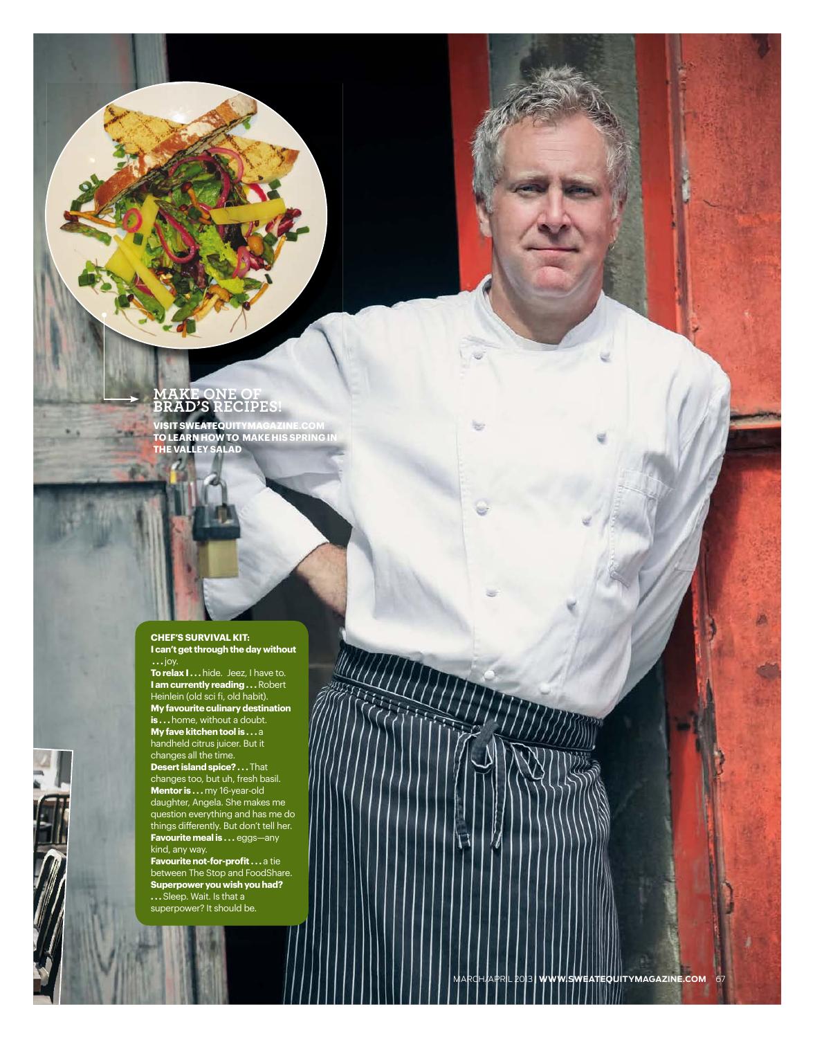## MAKE ONE OF BRAD'S RECIPES!

**VISIT SWEATEQUITYMAGAZINE.COM TO LEARN HOW TO MAKE HIS SPRING IN THE VALLEY SALAD**

**CHEF'S SURVIVAL KIT:**

**I can't get through the day without . . .** joy.

**To relax I . . .** hide. Jeez, I have to.

**I am currently reading . . .** Robert Heinlein (old sci fi, old habit).

**My favourite culinary destination is . . .** home, without a doubt.

**My fave kitchen tool is . . .** a handheld citrus juicer. But it changes all the time.

**Desert island spice? . . .** That changes too, but uh, fresh basil.

**Mentor is . . .** my 16-year-old daughter, Angela. She makes me question everything and has me do things differently. But don't tell her.

**Favourite meal is . . .** eggs—any kind, any way.

**Favourite not-for-profit . . .** a tie between The Stop and FoodShare.

**Superpower you wish you had? . . .** Sleep. Wait. Is that a superpower? It should be.